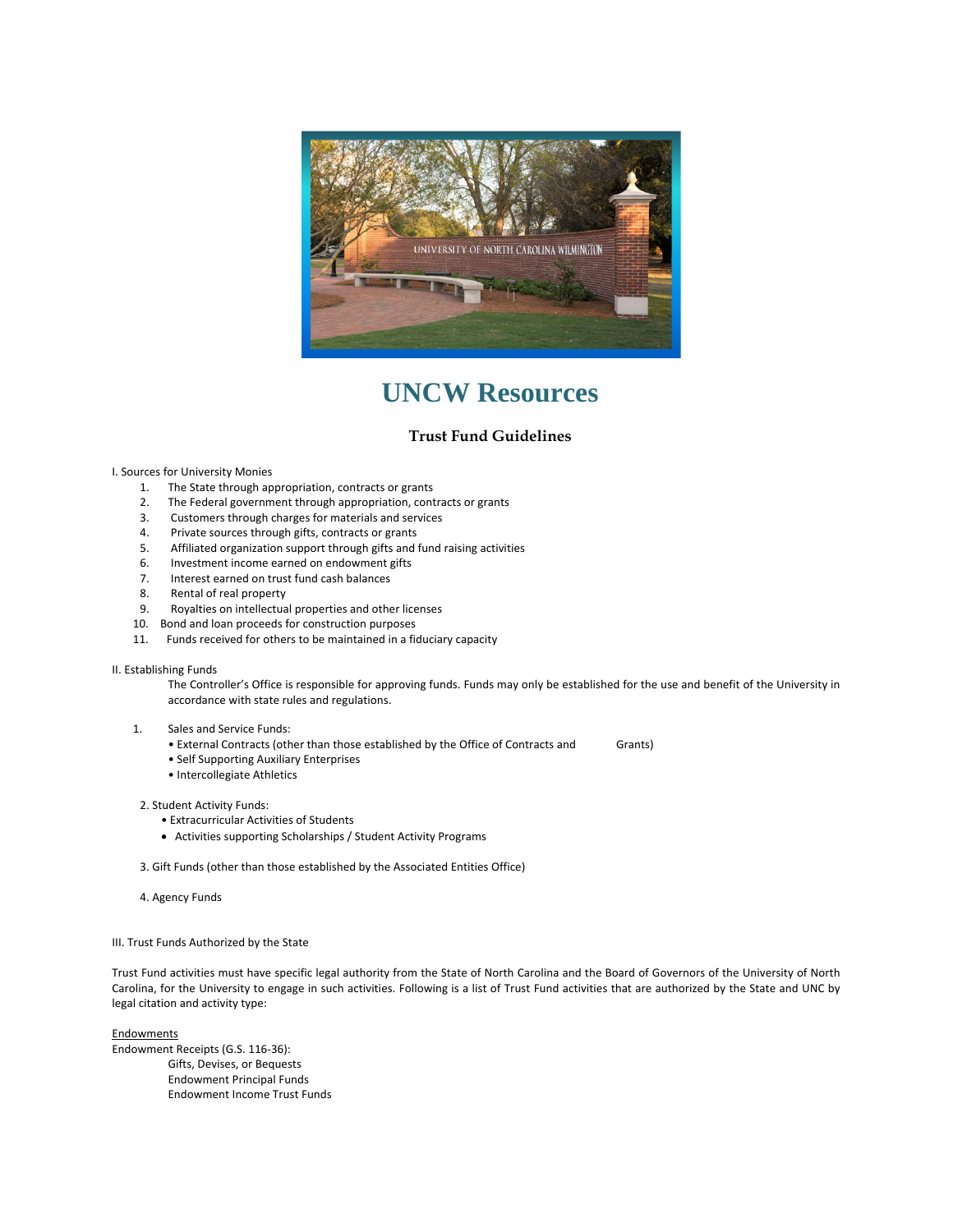# UNCW Resources

## Trust Fund Guidelines

I. Sources for University Monies

1. The State through appropriation, contracts or grants
2. The Federal government through appropriation, contracts or grants
3. Customers through charges for materials and services
4. Private sources through gifts, contracts or grants
5. Affiliated organization support through gifts and fund raising activities
6. Investment income earned on endowment gifts
7. Interest earned on trust fund cash balances
8. Rental of real property
9. Royalties on intellectual properties and other licenses
10. Bond and loan proceeds for construction purposes
11. Funds received for others to be maintained in a fiduciary capacity

II. Establishing Funds

The Controller's Office is responsible for approving funds. Funds may only be established for the use and benefit of the University in accordance with state rules and regulations.

1. Sales and Service Funds:
   - External Contracts (other than those established by the Office of Contracts and Grants)
   - Self Supporting Auxiliary Enterprises
   - Intercollegiate Athletics

2. Student Activity Funds:
   - Extracurricular Activities of Students
   - Activities supporting Scholarships / Student Activity Programs

3. Gift Funds (other than those established by the Associated Entities Office)

4. Agency Funds

III. Trust Funds Authorized by the State

Trust Fund activities must have specific legal authority from the State of North Carolina and the Board of Governors of the University of North Carolina, for the University to engage in such activities. Following is a list of Trust Fund activities that are authorized by the State and UNC by legal citation and activity type:

<u>Endowments</u>

Endowment Receipts (G.S. 116-36):

Gifts, Devises, or Bequests
Endowment Principal Funds
Endowment Income Trust Funds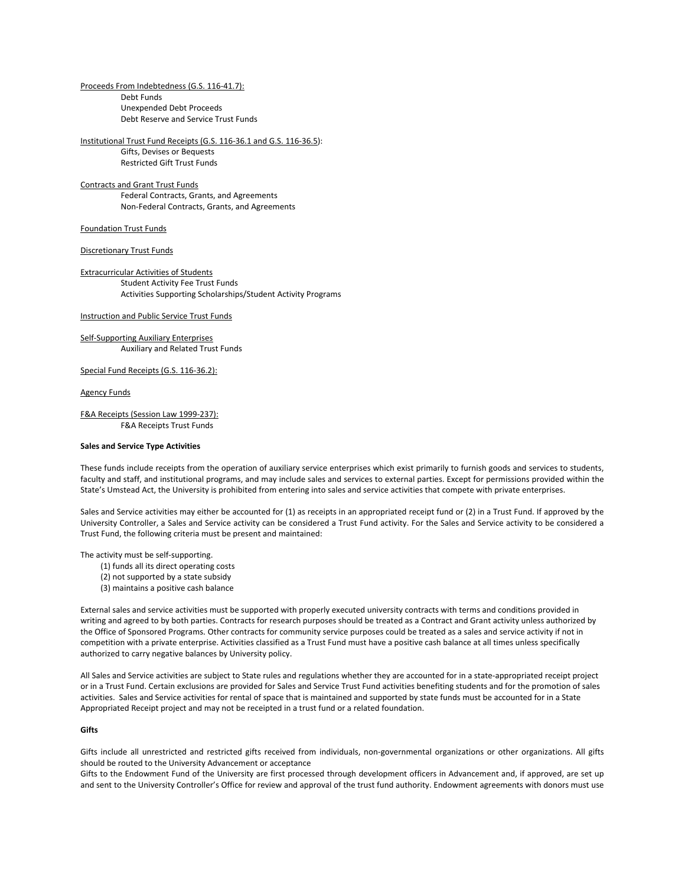<u>Proceeds From Indebtedness (G.S. 116-41.7):</u>

- Debt Funds
- Unexpended Debt Proceeds
- Debt Reserve and Service Trust Funds

<u>Institutional Trust Fund Receipts (G.S. 116-36.1 and G.S. 116-36.5)</u>:

- Gifts, Devises or Bequests
- Restricted Gift Trust Funds

<u>Contracts and Grant Trust Funds</u>

- Federal Contracts, Grants, and Agreements
- Non-Federal Contracts, Grants, and Agreements

<u>Foundation Trust Funds</u>

<u>Discretionary Trust Funds</u>

<u>Extracurricular Activities of Students</u>

- Student Activity Fee Trust Funds
- Activities Supporting Scholarships/Student Activity Programs

<u>Instruction and Public Service Trust Funds</u>

<u>Self-Supporting Auxiliary Enterprises</u>

- Auxiliary and Related Trust Funds

<u>Special Fund Receipts (G.S. 116-36.2):</u>

<u>Agency Funds</u>

<u>F&A Receipts (Session Law 1999-237):</u>

- F&A Receipts Trust Funds

**Sales and Service Type Activities**

These funds include receipts from the operation of auxiliary service enterprises which exist primarily to furnish goods and services to students, faculty and staff, and institutional programs, and may include sales and services to external parties. Except for permissions provided within the State's Umstead Act, the University is prohibited from entering into sales and service activities that compete with private enterprises.

Sales and Service activities may either be accounted for (1) as receipts in an appropriated receipt fund or (2) in a Trust Fund. If approved by the University Controller, a Sales and Service activity can be considered a Trust Fund activity. For the Sales and Service activity to be considered a Trust Fund, the following criteria must be present and maintained:

The activity must be self-supporting.

(1) funds all its direct operating costs
(2) not supported by a state subsidy
(3) maintains a positive cash balance

External sales and service activities must be supported with properly executed university contracts with terms and conditions provided in writing and agreed to by both parties. Contracts for research purposes should be treated as a Contract and Grant activity unless authorized by the Office of Sponsored Programs. Other contracts for community service purposes could be treated as a sales and service activity if not in competition with a private enterprise. Activities classified as a Trust Fund must have a positive cash balance at all times unless specifically authorized to carry negative balances by University policy.

All Sales and Service activities are subject to State rules and regulations whether they are accounted for in a state-appropriated receipt project or in a Trust Fund. Certain exclusions are provided for Sales and Service Trust Fund activities benefiting students and for the promotion of sales activities. Sales and Service activities for rental of space that is maintained and supported by state funds must be accounted for in a State Appropriated Receipt project and may not be receipted in a trust fund or a related foundation.

**Gifts**

Gifts include all unrestricted and restricted gifts received from individuals, non-governmental organizations or other organizations. All gifts should be routed to the University Advancement or acceptance

Gifts to the Endowment Fund of the University are first processed through development officers in Advancement and, if approved, are set up and sent to the University Controller's Office for review and approval of the trust fund authority. Endowment agreements with donors must use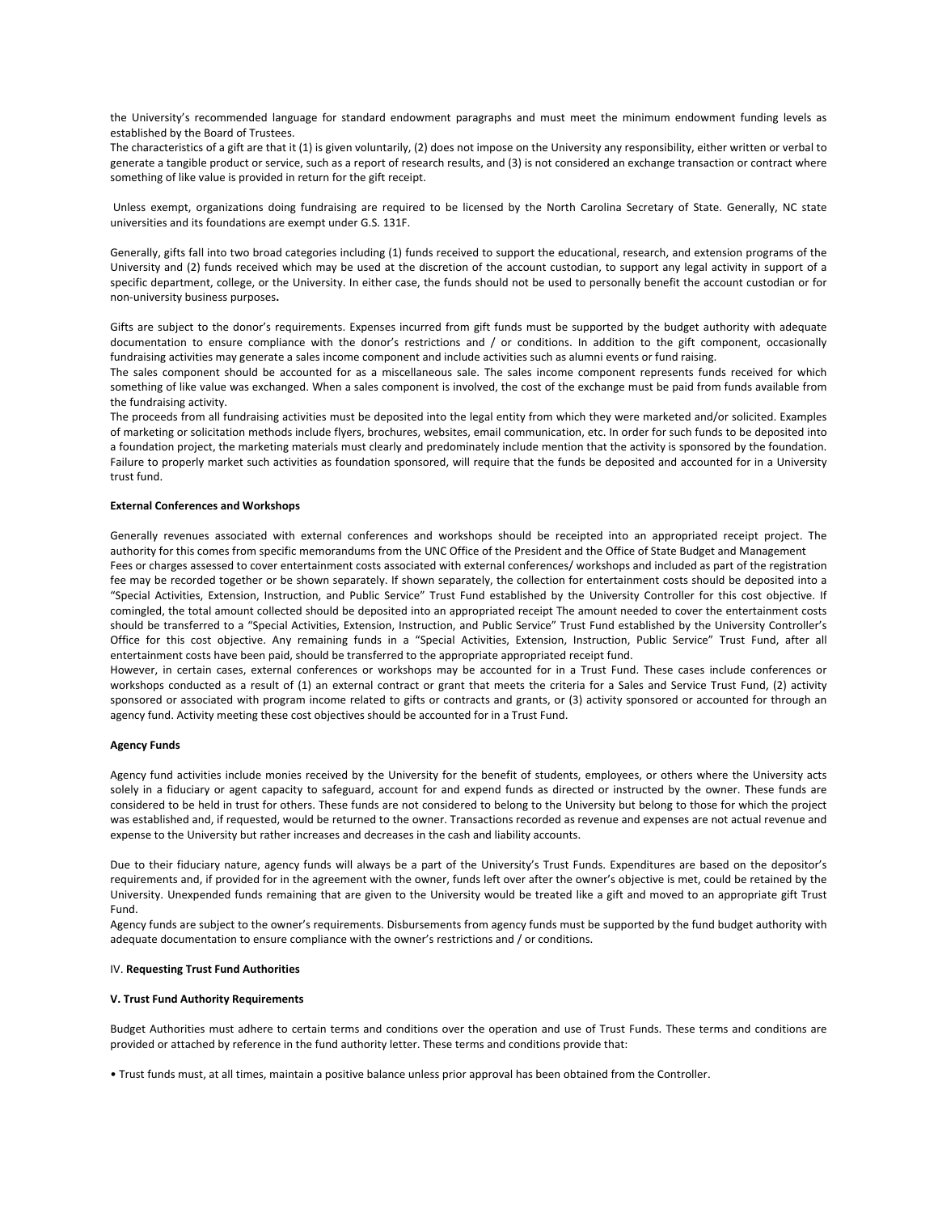the University's recommended language for standard endowment paragraphs and must meet the minimum endowment funding levels as established by the Board of Trustees.

The characteristics of a gift are that it (1) is given voluntarily, (2) does not impose on the University any responsibility, either written or verbal to generate a tangible product or service, such as a report of research results, and (3) is not considered an exchange transaction or contract where something of like value is provided in return for the gift receipt.

Unless exempt, organizations doing fundraising are required to be licensed by the North Carolina Secretary of State. Generally, NC state universities and its foundations are exempt under G.S. 131F.

Generally, gifts fall into two broad categories including (1) funds received to support the educational, research, and extension programs of the University and (2) funds received which may be used at the discretion of the account custodian, to support any legal activity in support of a specific department, college, or the University. In either case, the funds should not be used to personally benefit the account custodian or for non-university business purposes**.**

Gifts are subject to the donor's requirements. Expenses incurred from gift funds must be supported by the budget authority with adequate documentation to ensure compliance with the donor's restrictions and / or conditions. In addition to the gift component, occasionally fundraising activities may generate a sales income component and include activities such as alumni events or fund raising.

The sales component should be accounted for as a miscellaneous sale. The sales income component represents funds received for which something of like value was exchanged. When a sales component is involved, the cost of the exchange must be paid from funds available from the fundraising activity.

The proceeds from all fundraising activities must be deposited into the legal entity from which they were marketed and/or solicited. Examples of marketing or solicitation methods include flyers, brochures, websites, email communication, etc. In order for such funds to be deposited into a foundation project, the marketing materials must clearly and predominately include mention that the activity is sponsored by the foundation. Failure to properly market such activities as foundation sponsored, will require that the funds be deposited and accounted for in a University trust fund.

**External Conferences and Workshops**

Generally revenues associated with external conferences and workshops should be receipted into an appropriated receipt project. The authority for this comes from specific memorandums from the UNC Office of the President and the Office of State Budget and Management

Fees or charges assessed to cover entertainment costs associated with external conferences/ workshops and included as part of the registration fee may be recorded together or be shown separately. If shown separately, the collection for entertainment costs should be deposited into a "Special Activities, Extension, Instruction, and Public Service" Trust Fund established by the University Controller for this cost objective. If comingled, the total amount collected should be deposited into an appropriated receipt The amount needed to cover the entertainment costs should be transferred to a "Special Activities, Extension, Instruction, and Public Service" Trust Fund established by the University Controller's Office for this cost objective. Any remaining funds in a "Special Activities, Extension, Instruction, Public Service" Trust Fund, after all entertainment costs have been paid, should be transferred to the appropriate appropriated receipt fund.

However, in certain cases, external conferences or workshops may be accounted for in a Trust Fund. These cases include conferences or workshops conducted as a result of (1) an external contract or grant that meets the criteria for a Sales and Service Trust Fund, (2) activity sponsored or associated with program income related to gifts or contracts and grants, or (3) activity sponsored or accounted for through an agency fund. Activity meeting these cost objectives should be accounted for in a Trust Fund.

**Agency Funds**

Agency fund activities include monies received by the University for the benefit of students, employees, or others where the University acts solely in a fiduciary or agent capacity to safeguard, account for and expend funds as directed or instructed by the owner. These funds are considered to be held in trust for others. These funds are not considered to belong to the University but belong to those for which the project was established and, if requested, would be returned to the owner. Transactions recorded as revenue and expenses are not actual revenue and expense to the University but rather increases and decreases in the cash and liability accounts.

Due to their fiduciary nature, agency funds will always be a part of the University's Trust Funds. Expenditures are based on the depositor's requirements and, if provided for in the agreement with the owner, funds left over after the owner's objective is met, could be retained by the University. Unexpended funds remaining that are given to the University would be treated like a gift and moved to an appropriate gift Trust Fund.

Agency funds are subject to the owner's requirements. Disbursements from agency funds must be supported by the fund budget authority with adequate documentation to ensure compliance with the owner's restrictions and / or conditions.

IV. **Requesting Trust Fund Authorities**

**V. Trust Fund Authority Requirements**

Budget Authorities must adhere to certain terms and conditions over the operation and use of Trust Funds. These terms and conditions are provided or attached by reference in the fund authority letter. These terms and conditions provide that:

- Trust funds must, at all times, maintain a positive balance unless prior approval has been obtained from the Controller.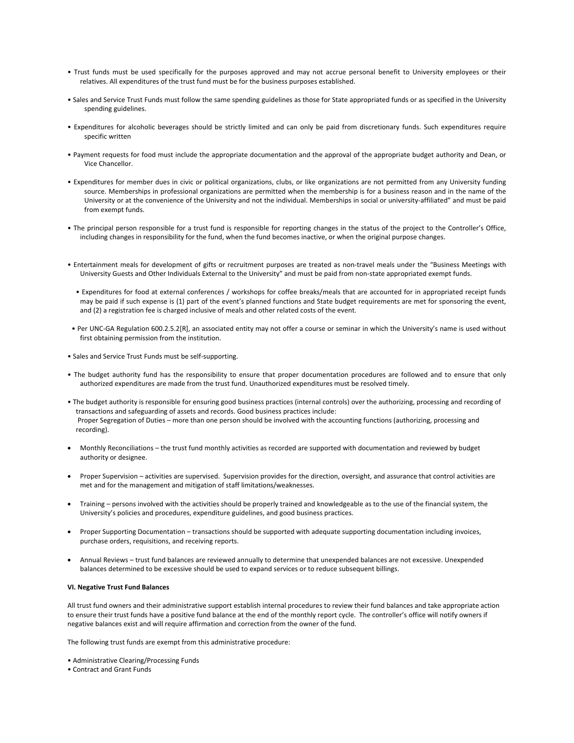- Trust funds must be used specifically for the purposes approved and may not accrue personal benefit to University employees or their relatives. All expenditures of the trust fund must be for the business purposes established.

- Sales and Service Trust Funds must follow the same spending guidelines as those for State appropriated funds or as specified in the University spending guidelines.

- Expenditures for alcoholic beverages should be strictly limited and can only be paid from discretionary funds. Such expenditures require specific written

- Payment requests for food must include the appropriate documentation and the approval of the appropriate budget authority and Dean, or Vice Chancellor.

- Expenditures for member dues in civic or political organizations, clubs, or like organizations are not permitted from any University funding source. Memberships in professional organizations are permitted when the membership is for a business reason and in the name of the University or at the convenience of the University and not the individual. Memberships in social or university-affiliated" and must be paid from exempt funds.

- The principal person responsible for a trust fund is responsible for reporting changes in the status of the project to the Controller's Office, including changes in responsibility for the fund, when the fund becomes inactive, or when the original purpose changes.

- Entertainment meals for development of gifts or recruitment purposes are treated as non-travel meals under the "Business Meetings with University Guests and Other Individuals External to the University" and must be paid from non-state appropriated exempt funds.

- Expenditures for food at external conferences / workshops for coffee breaks/meals that are accounted for in appropriated receipt funds may be paid if such expense is (1) part of the event's planned functions and State budget requirements are met for sponsoring the event, and (2) a registration fee is charged inclusive of meals and other related costs of the event.

- Per UNC-GA Regulation 600.2.5.2[R], an associated entity may not offer a course or seminar in which the University's name is used without first obtaining permission from the institution.

- Sales and Service Trust Funds must be self-supporting.

- The budget authority fund has the responsibility to ensure that proper documentation procedures are followed and to ensure that only authorized expenditures are made from the trust fund. Unauthorized expenditures must be resolved timely.

- The budget authority is responsible for ensuring good business practices (internal controls) over the authorizing, processing and recording of transactions and safeguarding of assets and records. Good business practices include:
  Proper Segregation of Duties – more than one person should be involved with the accounting functions (authorizing, processing and recording).

- Monthly Reconciliations – the trust fund monthly activities as recorded are supported with documentation and reviewed by budget authority or designee.

- Proper Supervision – activities are supervised. Supervision provides for the direction, oversight, and assurance that control activities are met and for the management and mitigation of staff limitations/weaknesses.

- Training – persons involved with the activities should be properly trained and knowledgeable as to the use of the financial system, the University's policies and procedures, expenditure guidelines, and good business practices.

- Proper Supporting Documentation – transactions should be supported with adequate supporting documentation including invoices, purchase orders, requisitions, and receiving reports.

- Annual Reviews – trust fund balances are reviewed annually to determine that unexpended balances are not excessive. Unexpended balances determined to be excessive should be used to expand services or to reduce subsequent billings.

**VI. Negative Trust Fund Balances**

All trust fund owners and their administrative support establish internal procedures to review their fund balances and take appropriate action to ensure their trust funds have a positive fund balance at the end of the monthly report cycle. The controller's office will notify owners if negative balances exist and will require affirmation and correction from the owner of the fund.

The following trust funds are exempt from this administrative procedure:

- Administrative Clearing/Processing Funds
- Contract and Grant Funds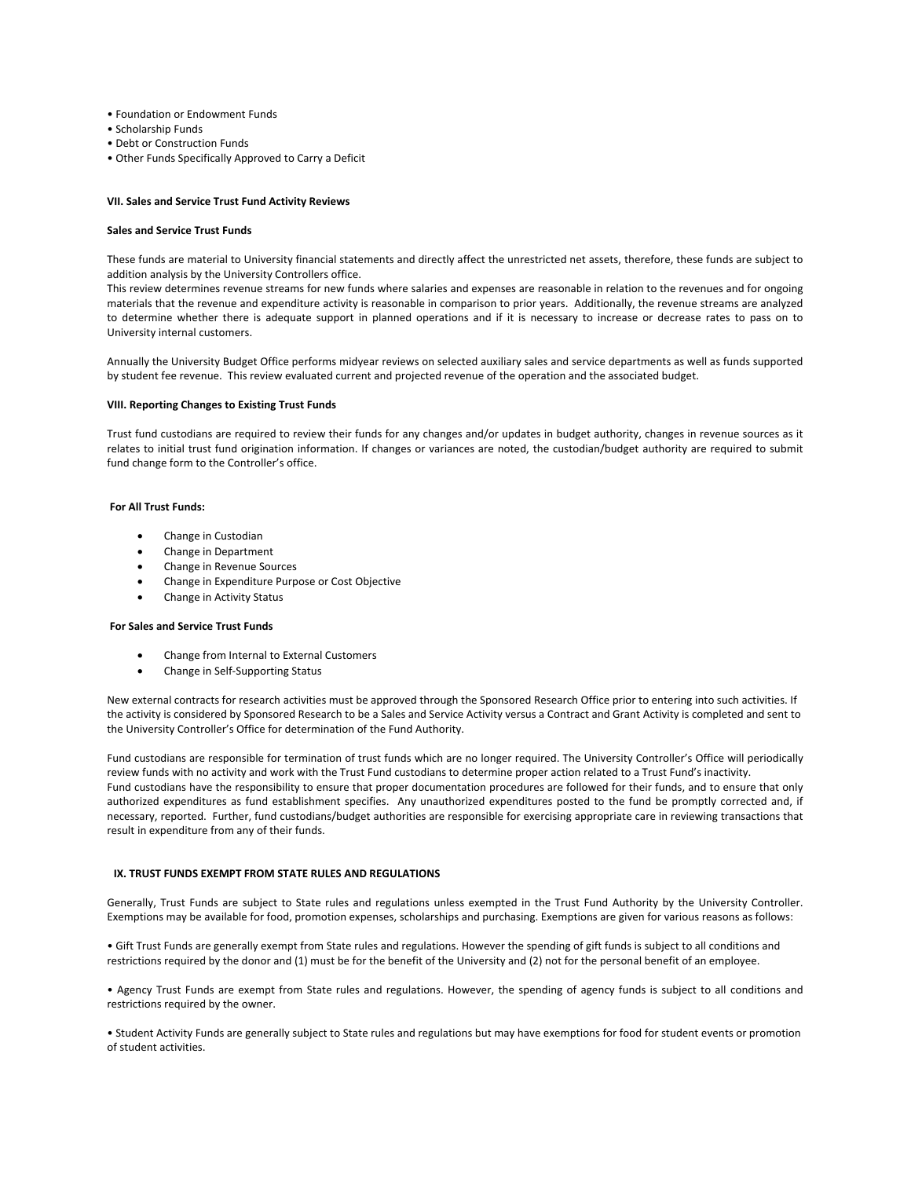- Foundation or Endowment Funds
- Scholarship Funds
- Debt or Construction Funds
- Other Funds Specifically Approved to Carry a Deficit

### VII. Sales and Service Trust Fund Activity Reviews

**Sales and Service Trust Funds**

These funds are material to University financial statements and directly affect the unrestricted net assets, therefore, these funds are subject to addition analysis by the University Controllers office.
This review determines revenue streams for new funds where salaries and expenses are reasonable in relation to the revenues and for ongoing materials that the revenue and expenditure activity is reasonable in comparison to prior years. Additionally, the revenue streams are analyzed to determine whether there is adequate support in planned operations and if it is necessary to increase or decrease rates to pass on to University internal customers.

Annually the University Budget Office performs midyear reviews on selected auxiliary sales and service departments as well as funds supported by student fee revenue. This review evaluated current and projected revenue of the operation and the associated budget.

### VIII. Reporting Changes to Existing Trust Funds

Trust fund custodians are required to review their funds for any changes and/or updates in budget authority, changes in revenue sources as it relates to initial trust fund origination information. If changes or variances are noted, the custodian/budget authority are required to submit fund change form to the Controller's office.

**For All Trust Funds:**

- Change in Custodian
- Change in Department
- Change in Revenue Sources
- Change in Expenditure Purpose or Cost Objective
- Change in Activity Status

**For Sales and Service Trust Funds**

- Change from Internal to External Customers
- Change in Self-Supporting Status

New external contracts for research activities must be approved through the Sponsored Research Office prior to entering into such activities. If the activity is considered by Sponsored Research to be a Sales and Service Activity versus a Contract and Grant Activity is completed and sent to the University Controller's Office for determination of the Fund Authority.

Fund custodians are responsible for termination of trust funds which are no longer required. The University Controller's Office will periodically review funds with no activity and work with the Trust Fund custodians to determine proper action related to a Trust Fund's inactivity.
Fund custodians have the responsibility to ensure that proper documentation procedures are followed for their funds, and to ensure that only authorized expenditures as fund establishment specifies. Any unauthorized expenditures posted to the fund be promptly corrected and, if necessary, reported. Further, fund custodians/budget authorities are responsible for exercising appropriate care in reviewing transactions that result in expenditure from any of their funds.

### IX. TRUST FUNDS EXEMPT FROM STATE RULES AND REGULATIONS

Generally, Trust Funds are subject to State rules and regulations unless exempted in the Trust Fund Authority by the University Controller. Exemptions may be available for food, promotion expenses, scholarships and purchasing. Exemptions are given for various reasons as follows:

- Gift Trust Funds are generally exempt from State rules and regulations. However the spending of gift funds is subject to all conditions and restrictions required by the donor and (1) must be for the benefit of the University and (2) not for the personal benefit of an employee.

- Agency Trust Funds are exempt from State rules and regulations. However, the spending of agency funds is subject to all conditions and restrictions required by the owner.

- Student Activity Funds are generally subject to State rules and regulations but may have exemptions for food for student events or promotion of student activities.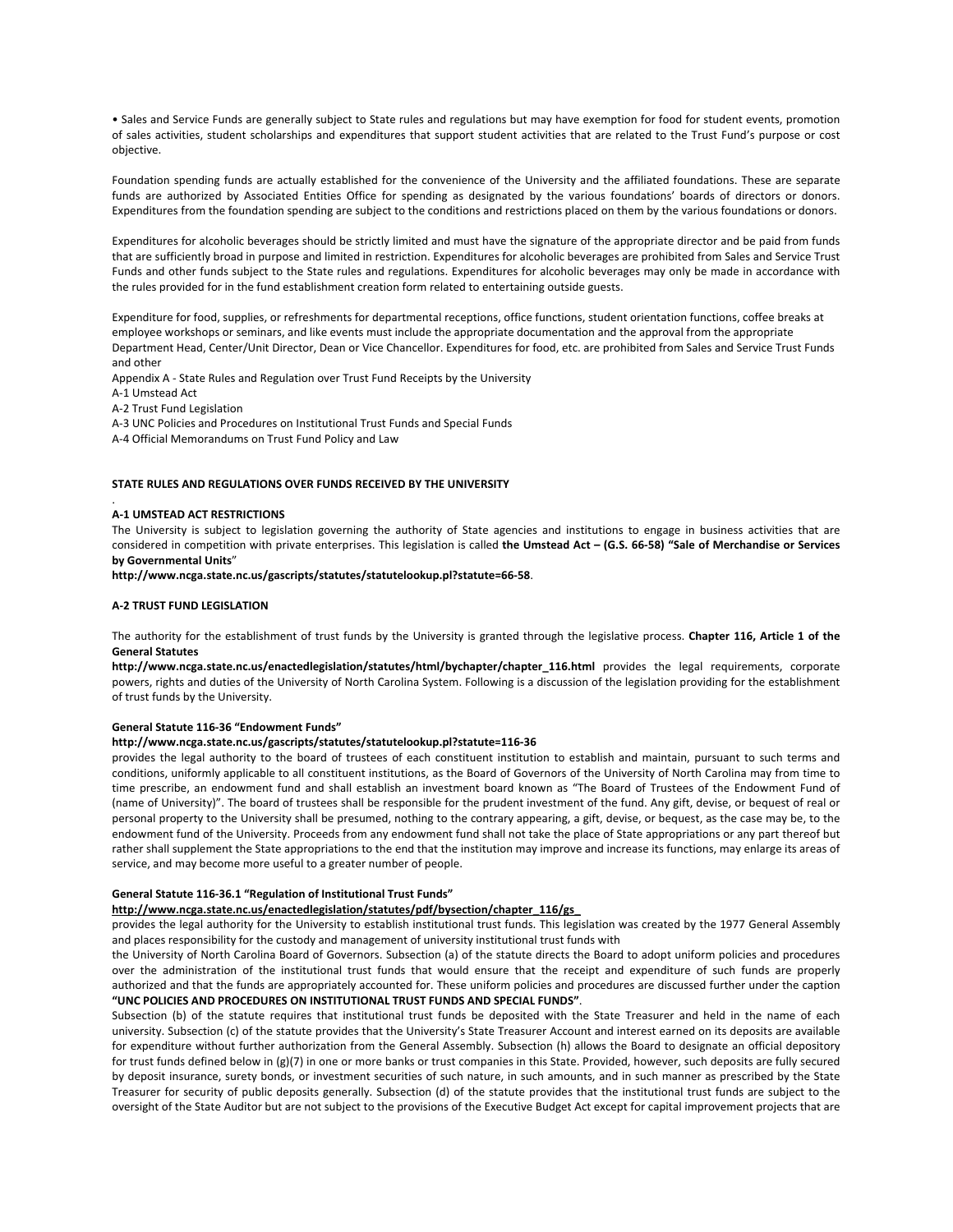• Sales and Service Funds are generally subject to State rules and regulations but may have exemption for food for student events, promotion of sales activities, student scholarships and expenditures that support student activities that are related to the Trust Fund's purpose or cost objective.

Foundation spending funds are actually established for the convenience of the University and the affiliated foundations. These are separate funds are authorized by Associated Entities Office for spending as designated by the various foundations' boards of directors or donors. Expenditures from the foundation spending are subject to the conditions and restrictions placed on them by the various foundations or donors.

Expenditures for alcoholic beverages should be strictly limited and must have the signature of the appropriate director and be paid from funds that are sufficiently broad in purpose and limited in restriction. Expenditures for alcoholic beverages are prohibited from Sales and Service Trust Funds and other funds subject to the State rules and regulations. Expenditures for alcoholic beverages may only be made in accordance with the rules provided for in the fund establishment creation form related to entertaining outside guests.

Expenditure for food, supplies, or refreshments for departmental receptions, office functions, student orientation functions, coffee breaks at employee workshops or seminars, and like events must include the appropriate documentation and the approval from the appropriate Department Head, Center/Unit Director, Dean or Vice Chancellor. Expenditures for food, etc. are prohibited from Sales and Service Trust Funds and other

Appendix A - State Rules and Regulation over Trust Fund Receipts by the University

A-1 Umstead Act

A-2 Trust Fund Legislation

A-3 UNC Policies and Procedures on Institutional Trust Funds and Special Funds

A-4 Official Memorandums on Trust Fund Policy and Law

**STATE RULES AND REGULATIONS OVER FUNDS RECEIVED BY THE UNIVERSITY**

**A-1 UMSTEAD ACT RESTRICTIONS**

The University is subject to legislation governing the authority of State agencies and institutions to engage in business activities that are considered in competition with private enterprises. This legislation is called **the Umstead Act – (G.S. 66-58) "Sale of Merchandise or Services by Governmental Units**"

**http://www.ncga.state.nc.us/gascripts/statutes/statutelookup.pl?statute=66-58**.

**A-2 TRUST FUND LEGISLATION**

The authority for the establishment of trust funds by the University is granted through the legislative process. **Chapter 116, Article 1 of the General Statutes**

**http://www.ncga.state.nc.us/enactedlegislation/statutes/html/bychapter/chapter_116.html** provides the legal requirements, corporate powers, rights and duties of the University of North Carolina System. Following is a discussion of the legislation providing for the establishment of trust funds by the University.

**General Statute 116-36 "Endowment Funds"**

**http://www.ncga.state.nc.us/gascripts/statutes/statutelookup.pl?statute=116-36**

provides the legal authority to the board of trustees of each constituent institution to establish and maintain, pursuant to such terms and conditions, uniformly applicable to all constituent institutions, as the Board of Governors of the University of North Carolina may from time to time prescribe, an endowment fund and shall establish an investment board known as "The Board of Trustees of the Endowment Fund of (name of University)". The board of trustees shall be responsible for the prudent investment of the fund. Any gift, devise, or bequest of real or personal property to the University shall be presumed, nothing to the contrary appearing, a gift, devise, or bequest, as the case may be, to the endowment fund of the University. Proceeds from any endowment fund shall not take the place of State appropriations or any part thereof but rather shall supplement the State appropriations to the end that the institution may improve and increase its functions, may enlarge its areas of service, and may become more useful to a greater number of people.

**General Statute 116-36.1 "Regulation of Institutional Trust Funds"**

**http://www.ncga.state.nc.us/enactedlegislation/statutes/pdf/bysection/chapter_116/gs_**

provides the legal authority for the University to establish institutional trust funds. This legislation was created by the 1977 General Assembly and places responsibility for the custody and management of university institutional trust funds with the University of North Carolina Board of Governors. Subsection (a) of the statute directs the Board to adopt uniform policies and procedures over the administration of the institutional trust funds that would ensure that the receipt and expenditure of such funds are properly authorized and that the funds are appropriately accounted for. These uniform policies and procedures are discussed further under the caption **"UNC POLICIES AND PROCEDURES ON INSTITUTIONAL TRUST FUNDS AND SPECIAL FUNDS"**.

Subsection (b) of the statute requires that institutional trust funds be deposited with the State Treasurer and held in the name of each university. Subsection (c) of the statute provides that the University's State Treasurer Account and interest earned on its deposits are available for expenditure without further authorization from the General Assembly. Subsection (h) allows the Board to designate an official depository for trust funds defined below in (g)(7) in one or more banks or trust companies in this State. Provided, however, such deposits are fully secured by deposit insurance, surety bonds, or investment securities of such nature, in such amounts, and in such manner as prescribed by the State Treasurer for security of public deposits generally. Subsection (d) of the statute provides that the institutional trust funds are subject to the oversight of the State Auditor but are not subject to the provisions of the Executive Budget Act except for capital improvement projects that are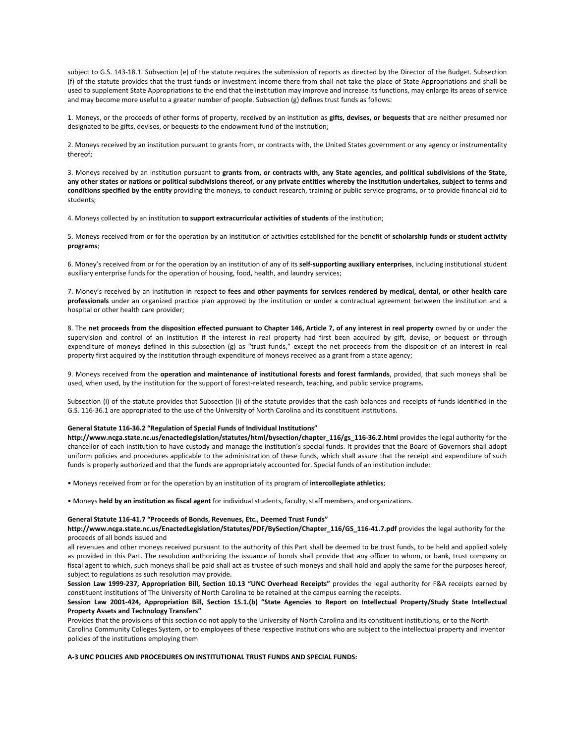subject to G.S. 143-18.1. Subsection (e) of the statute requires the submission of reports as directed by the Director of the Budget. Subsection (f) of the statute provides that the trust funds or investment income there from shall not take the place of State Appropriations and shall be used to supplement State Appropriations to the end that the institution may improve and increase its functions, may enlarge its areas of service and may become more useful to a greater number of people. Subsection (g) defines trust funds as follows:

1. Moneys, or the proceeds of other forms of property, received by an institution as **gifts, devises, or bequests** that are neither presumed nor designated to be gifts, devises, or bequests to the endowment fund of the institution;

2. Moneys received by an institution pursuant to grants from, or contracts with, the United States government or any agency or instrumentality thereof;

3. Moneys received by an institution pursuant to **grants from, or contracts with, any State agencies, and political subdivisions of the State, any other states or nations or political subdivisions thereof, or any private entities whereby the institution undertakes, subject to terms and conditions specified by the entity** providing the moneys, to conduct research, training or public service programs, or to provide financial aid to students;

4. Moneys collected by an institution **to support extracurricular activities of students** of the institution;

5. Moneys received from or for the operation by an institution of activities established for the benefit of **scholarship funds or student activity programs**;

6. Money's received from or for the operation by an institution of any of its **self-supporting auxiliary enterprises**, including institutional student auxiliary enterprise funds for the operation of housing, food, health, and laundry services;

7. Money's received by an institution in respect to **fees and other payments for services rendered by medical, dental, or other health care professionals** under an organized practice plan approved by the institution or under a contractual agreement between the institution and a hospital or other health care provider;

8. The **net proceeds from the disposition effected pursuant to Chapter 146, Article 7, of any interest in real property** owned by or under the supervision and control of an institution if the interest in real property had first been acquired by gift, devise, or bequest or through expenditure of moneys defined in this subsection (g) as "trust funds," except the net proceeds from the disposition of an interest in real property first acquired by the institution through expenditure of moneys received as a grant from a state agency;

9. Moneys received from the **operation and maintenance of institutional forests and forest farmlands**, provided, that such moneys shall be used, when used, by the institution for the support of forest-related research, teaching, and public service programs.

Subsection (i) of the statute provides that Subsection (i) of the statute provides that the cash balances and receipts of funds identified in the G.S. 116-36.1 are appropriated to the use of the University of North Carolina and its constituent institutions.

**General Statute 116-36.2 "Regulation of Special Funds of Individual Institutions"**
**http://www.ncga.state.nc.us/enactedlegislation/statutes/html/bysection/chapter_116/gs_116-36.2.html** provides the legal authority for the chancellor of each institution to have custody and manage the institution's special funds. It provides that the Board of Governors shall adopt uniform policies and procedures applicable to the administration of these funds, which shall assure that the receipt and expenditure of such funds is properly authorized and that the funds are appropriately accounted for. Special funds of an institution include:

• Moneys received from or for the operation by an institution of its program of **intercollegiate athletics**;

• Moneys **held by an institution as fiscal agent** for individual students, faculty, staff members, and organizations.

**General Statute 116-41.7 "Proceeds of Bonds, Revenues, Etc., Deemed Trust Funds"**
**http://www.ncga.state.nc.us/EnactedLegislation/Statutes/PDF/BySection/Chapter_116/GS_116-41.7.pdf** provides the legal authority for the proceeds of all bonds issued and
all revenues and other moneys received pursuant to the authority of this Part shall be deemed to be trust funds, to be held and applied solely as provided in this Part. The resolution authorizing the issuance of bonds shall provide that any officer to whom, or bank, trust company or fiscal agent to which, such moneys shall be paid shall act as trustee of such moneys and shall hold and apply the same for the purposes hereof, subject to regulations as such resolution may provide.
**Session Law 1999-237, Appropriation Bill, Section 10.13 "UNC Overhead Receipts"** provides the legal authority for F&A receipts earned by constituent institutions of The University of North Carolina to be retained at the campus earning the receipts.
**Session Law 2001-424, Appropriation Bill, Section 15.1.(b) "State Agencies to Report on Intellectual Property/Study State Intellectual Property Assets and Technology Transfers"**
Provides that the provisions of this section do not apply to the University of North Carolina and its constituent institutions, or to the North Carolina Community Colleges System, or to employees of these respective institutions who are subject to the intellectual property and inventor policies of the institutions employing them

**A-3 UNC POLICIES AND PROCEDURES ON INSTITUTIONAL TRUST FUNDS AND SPECIAL FUNDS:**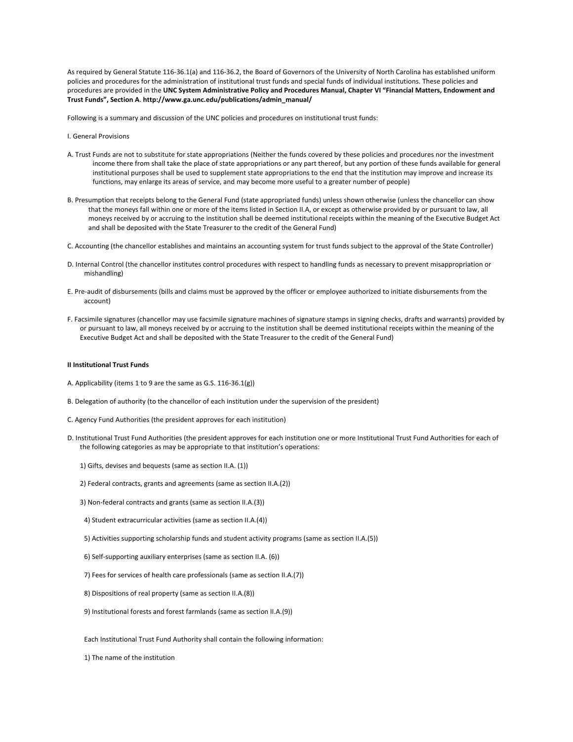As required by General Statute 116-36.1(a) and 116-36.2, the Board of Governors of the University of North Carolina has established uniform policies and procedures for the administration of institutional trust funds and special funds of individual institutions. These policies and procedures are provided in the **UNC System Administrative Policy and Procedures Manual, Chapter VI "Financial Matters, Endowment and Trust Funds", Section A**. **http://www.ga.unc.edu/publications/admin_manual/**

Following is a summary and discussion of the UNC policies and procedures on institutional trust funds:

I. General Provisions

A. Trust Funds are not to substitute for state appropriations (Neither the funds covered by these policies and procedures nor the investment income there from shall take the place of state appropriations or any part thereof, but any portion of these funds available for general institutional purposes shall be used to supplement state appropriations to the end that the institution may improve and increase its functions, may enlarge its areas of service, and may become more useful to a greater number of people)

B. Presumption that receipts belong to the General Fund (state appropriated funds) unless shown otherwise (unless the chancellor can show that the moneys fall within one or more of the items listed in Section II.A, or except as otherwise provided by or pursuant to law, all moneys received by or accruing to the institution shall be deemed institutional receipts within the meaning of the Executive Budget Act and shall be deposited with the State Treasurer to the credit of the General Fund)

C. Accounting (the chancellor establishes and maintains an accounting system for trust funds subject to the approval of the State Controller)

D. Internal Control (the chancellor institutes control procedures with respect to handling funds as necessary to prevent misappropriation or mishandling)

E. Pre-audit of disbursements (bills and claims must be approved by the officer or employee authorized to initiate disbursements from the account)

F. Facsimile signatures (chancellor may use facsimile signature machines of signature stamps in signing checks, drafts and warrants) provided by or pursuant to law, all moneys received by or accruing to the institution shall be deemed institutional receipts within the meaning of the Executive Budget Act and shall be deposited with the State Treasurer to the credit of the General Fund)

**II Institutional Trust Funds**

A. Applicability (items 1 to 9 are the same as G.S. 116-36.1(g))

B. Delegation of authority (to the chancellor of each institution under the supervision of the president)

C. Agency Fund Authorities (the president approves for each institution)

D. Institutional Trust Fund Authorities (the president approves for each institution one or more Institutional Trust Fund Authorities for each of the following categories as may be appropriate to that institution's operations:

1) Gifts, devises and bequests (same as section II.A. (1))

2) Federal contracts, grants and agreements (same as section II.A.(2))

3) Non-federal contracts and grants (same as section II.A.(3))

4) Student extracurricular activities (same as section II.A.(4))

5) Activities supporting scholarship funds and student activity programs (same as section II.A.(5))

6) Self-supporting auxiliary enterprises (same as section II.A. (6))

7) Fees for services of health care professionals (same as section II.A.(7))

8) Dispositions of real property (same as section II.A.(8))

9) Institutional forests and forest farmlands (same as section II.A.(9))

Each Institutional Trust Fund Authority shall contain the following information:

1) The name of the institution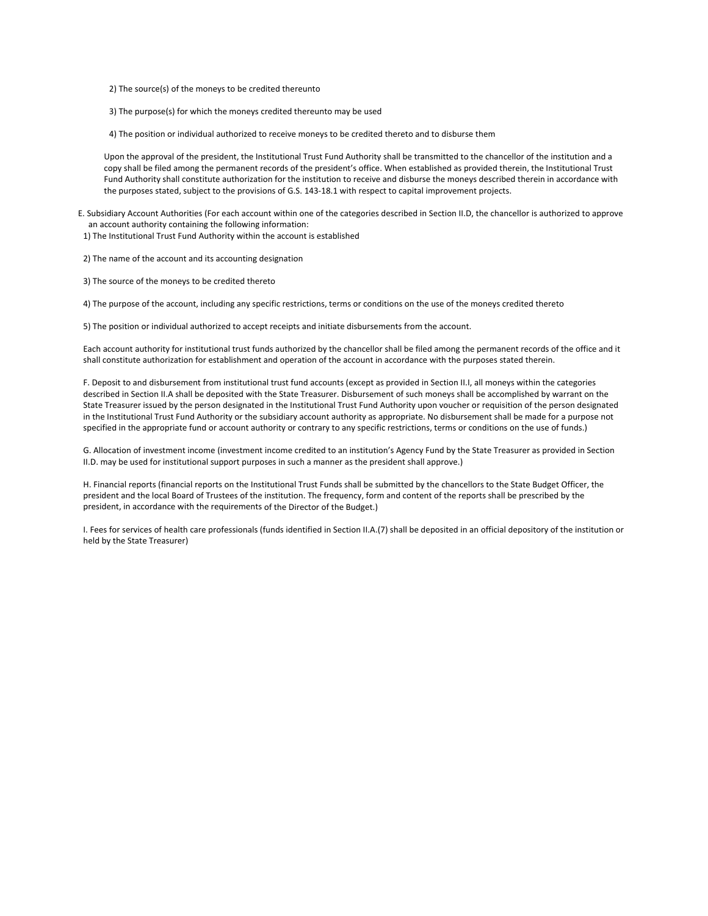2) The source(s) of the moneys to be credited thereunto

3) The purpose(s) for which the moneys credited thereunto may be used

4) The position or individual authorized to receive moneys to be credited thereto and to disburse them

Upon the approval of the president, the Institutional Trust Fund Authority shall be transmitted to the chancellor of the institution and a copy shall be filed among the permanent records of the president's office. When established as provided therein, the Institutional Trust Fund Authority shall constitute authorization for the institution to receive and disburse the moneys described therein in accordance with the purposes stated, subject to the provisions of G.S. 143-18.1 with respect to capital improvement projects.

E. Subsidiary Account Authorities (For each account within one of the categories described in Section II.D, the chancellor is authorized to approve an account authority containing the following information:

1) The Institutional Trust Fund Authority within the account is established

2) The name of the account and its accounting designation

3) The source of the moneys to be credited thereto

4) The purpose of the account, including any specific restrictions, terms or conditions on the use of the moneys credited thereto

5) The position or individual authorized to accept receipts and initiate disbursements from the account.

Each account authority for institutional trust funds authorized by the chancellor shall be filed among the permanent records of the office and it shall constitute authorization for establishment and operation of the account in accordance with the purposes stated therein.

F. Deposit to and disbursement from institutional trust fund accounts (except as provided in Section II.I, all moneys within the categories described in Section II.A shall be deposited with the State Treasurer. Disbursement of such moneys shall be accomplished by warrant on the State Treasurer issued by the person designated in the Institutional Trust Fund Authority upon voucher or requisition of the person designated in the Institutional Trust Fund Authority or the subsidiary account authority as appropriate. No disbursement shall be made for a purpose not specified in the appropriate fund or account authority or contrary to any specific restrictions, terms or conditions on the use of funds.)

G. Allocation of investment income (investment income credited to an institution's Agency Fund by the State Treasurer as provided in Section II.D. may be used for institutional support purposes in such a manner as the president shall approve.)

H. Financial reports (financial reports on the Institutional Trust Funds shall be submitted by the chancellors to the State Budget Officer, the president and the local Board of Trustees of the institution. The frequency, form and content of the reports shall be prescribed by the president, in accordance with the requirements of the Director of the Budget.)

I. Fees for services of health care professionals (funds identified in Section II.A.(7) shall be deposited in an official depository of the institution or held by the State Treasurer)